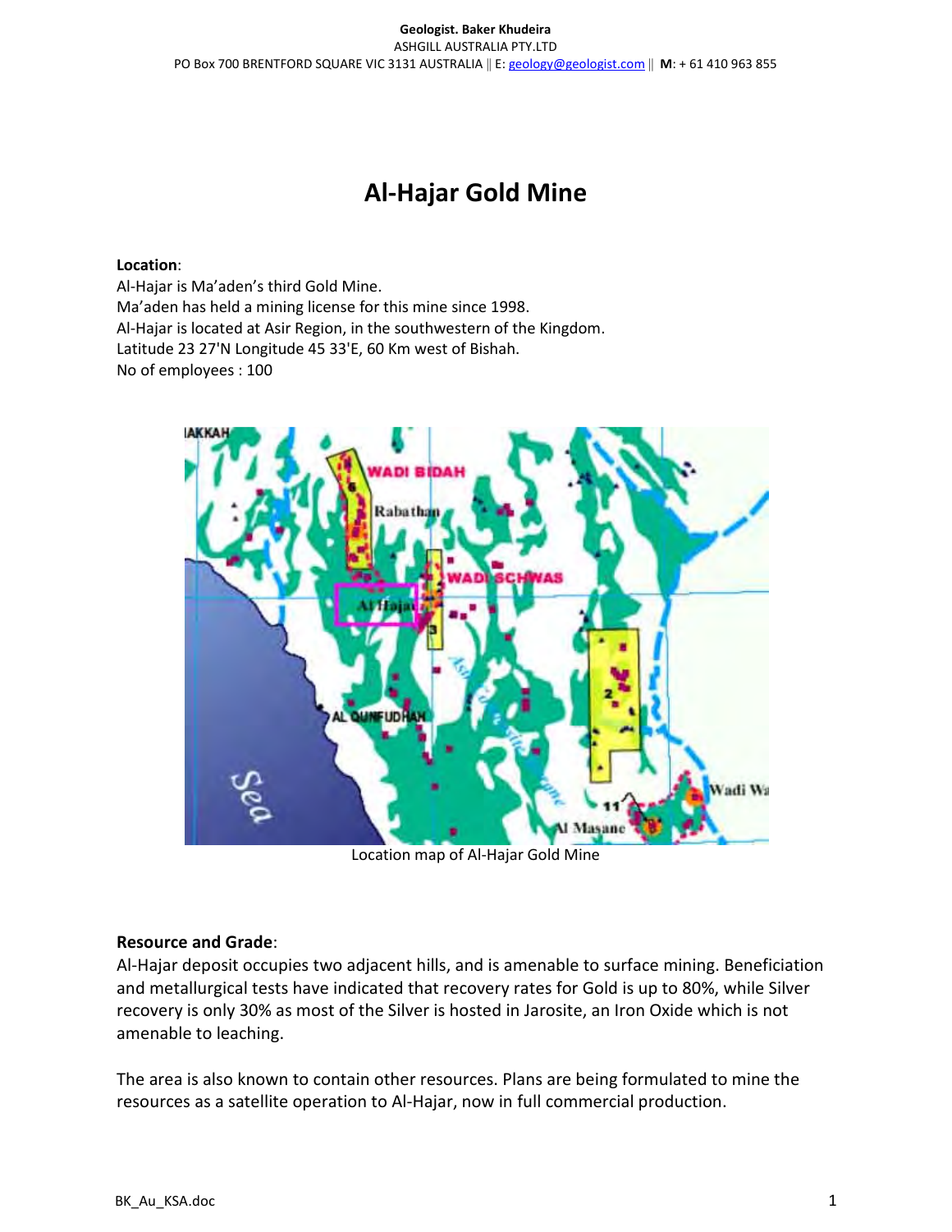# Al-Hajar Gold Mine

**Location**:

Al-Hajar is Ma'aden's third Gold Mine.
Ma'aden has held a mining license for this mine since 1998.
Al-Hajar is located at Asir Region, in the southwestern of the Kingdom.
Latitude 23 27'N Longitude 45 33'E, 60 Km west of Bishah.
No of employees : 100

Location map of Al-Hajar Gold Mine

**Resource and Grade**:

Al-Hajar deposit occupies two adjacent hills, and is amenable to surface mining. Beneficiation and metallurgical tests have indicated that recovery rates for Gold is up to 80%, while Silver recovery is only 30% as most of the Silver is hosted in Jarosite, an Iron Oxide which is not amenable to leaching.

The area is also known to contain other resources. Plans are being formulated to mine the resources as a satellite operation to Al-Hajar, now in full commercial production.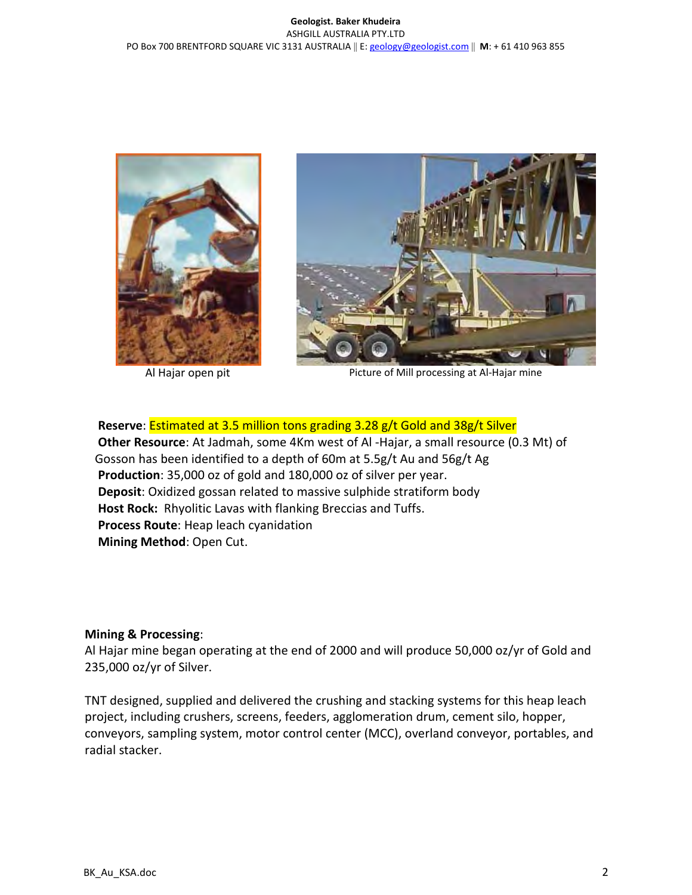Al Hajar open pit

Picture of Mill processing at Al-Hajar mine

**Reserve**: Estimated at 3.5 million tons grading 3.28 g/t Gold and 38g/t Silver
**Other Resource**: At Jadmah, some 4Km west of Al -Hajar, a small resource (0.3 Mt) of Gosson has been identified to a depth of 60m at 5.5g/t Au and 56g/t Ag
**Production**: 35,000 oz of gold and 180,000 oz of silver per year.
**Deposit**: Oxidized gossan related to massive sulphide stratiform body
**Host Rock:** Rhyolitic Lavas with flanking Breccias and Tuffs.
**Process Route**: Heap leach cyanidation
**Mining Method**: Open Cut.

**Mining & Processing**:
Al Hajar mine began operating at the end of 2000 and will produce 50,000 oz/yr of Gold and 235,000 oz/yr of Silver.

TNT designed, supplied and delivered the crushing and stacking systems for this heap leach project, including crushers, screens, feeders, agglomeration drum, cement silo, hopper, conveyors, sampling system, motor control center (MCC), overland conveyor, portables, and radial stacker.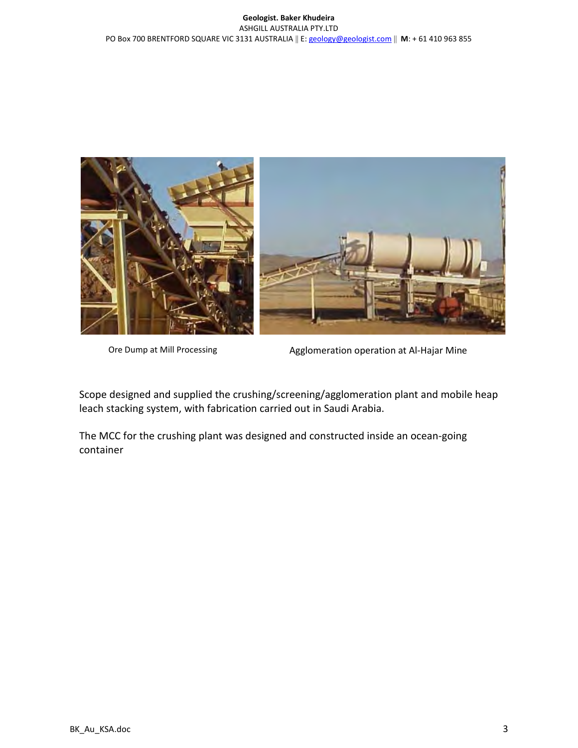Ore Dump at Mill Processing

Agglomeration operation at Al-Hajar Mine

Scope designed and supplied the crushing/screening/agglomeration plant and mobile heap leach stacking system, with fabrication carried out in Saudi Arabia.

The MCC for the crushing plant was designed and constructed inside an ocean-going container